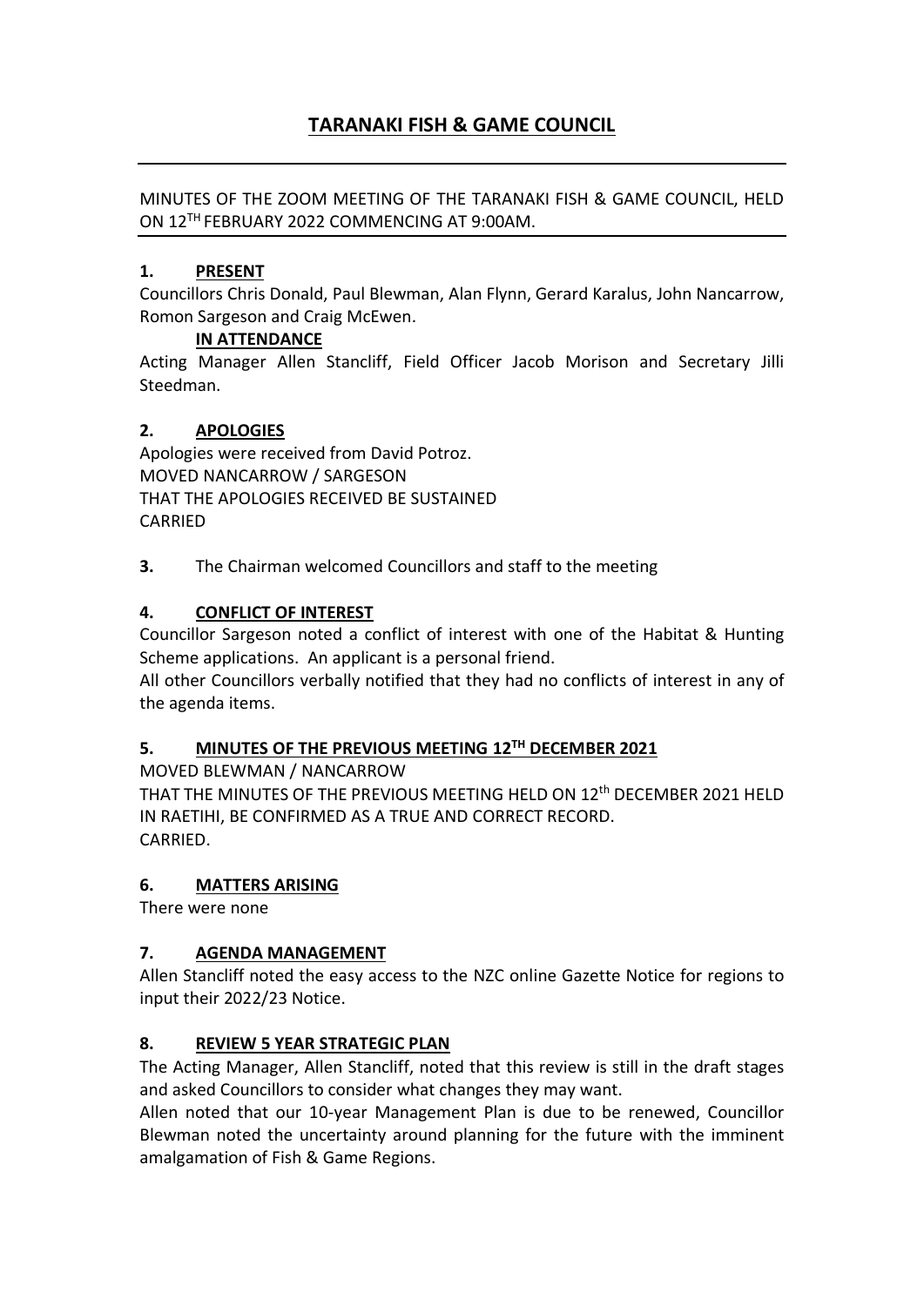# TARANAKI FISH & GAME COUNCIL

MINUTES OF THE ZOOM MEETING OF THE TARANAKI FISH & GAME COUNCIL, HELD ON 12TH FEBRUARY 2022 COMMENCING AT 9:00AM.

## 1. PRESENT

Councillors Chris Donald, Paul Blewman, Alan Flynn, Gerard Karalus, John Nancarrow, Romon Sargeson and Craig McEwen.

**IN ATTENDANCE**

Acting Manager Allen Stancliff, Field Officer Jacob Morison and Secretary Jilli Steedman.

## 2. APOLOGIES

Apologies were received from David Potroz.
MOVED NANCARROW / SARGESON
THAT THE APOLOGIES RECEIVED BE SUSTAINED
CARRIED

**3.** The Chairman welcomed Councillors and staff to the meeting

## 4. CONFLICT OF INTEREST

Councillor Sargeson noted a conflict of interest with one of the Habitat & Hunting Scheme applications. An applicant is a personal friend.
All other Councillors verbally notified that they had no conflicts of interest in any of the agenda items.

## 5. MINUTES OF THE PREVIOUS MEETING 12TH DECEMBER 2021

MOVED BLEWMAN / NANCARROW
THAT THE MINUTES OF THE PREVIOUS MEETING HELD ON 12th DECEMBER 2021 HELD IN RAETIHI, BE CONFIRMED AS A TRUE AND CORRECT RECORD.
CARRIED.

## 6. MATTERS ARISING

There were none

## 7. AGENDA MANAGEMENT

Allen Stancliff noted the easy access to the NZC online Gazette Notice for regions to input their 2022/23 Notice.

## 8. REVIEW 5 YEAR STRATEGIC PLAN

The Acting Manager, Allen Stancliff, noted that this review is still in the draft stages and asked Councillors to consider what changes they may want.
Allen noted that our 10-year Management Plan is due to be renewed, Councillor Blewman noted the uncertainty around planning for the future with the imminent amalgamation of Fish & Game Regions.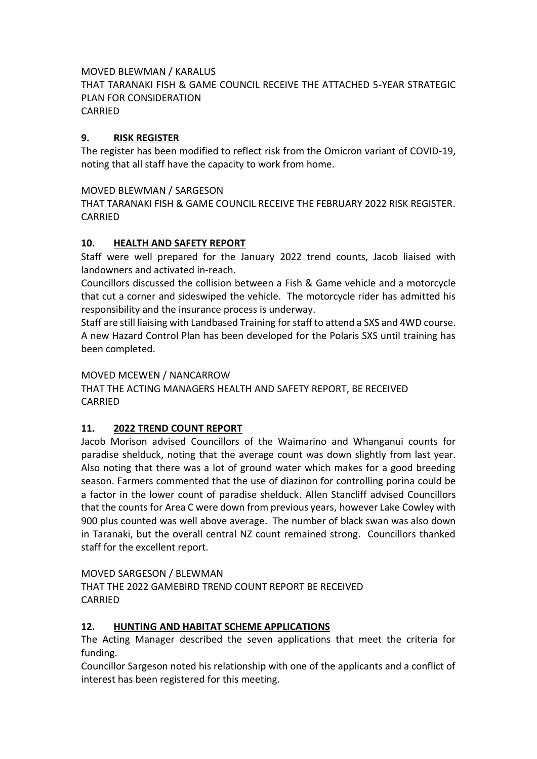MOVED BLEWMAN / KARALUS
THAT TARANAKI FISH & GAME COUNCIL RECEIVE THE ATTACHED 5-YEAR STRATEGIC PLAN FOR CONSIDERATION
CARRIED

## 9. RISK REGISTER

The register has been modified to reflect risk from the Omicron variant of COVID-19, noting that all staff have the capacity to work from home.

MOVED BLEWMAN / SARGESON
THAT TARANAKI FISH & GAME COUNCIL RECEIVE THE FEBRUARY 2022 RISK REGISTER.
CARRIED

## 10. HEALTH AND SAFETY REPORT

Staff were well prepared for the January 2022 trend counts, Jacob liaised with landowners and activated in-reach.

Councillors discussed the collision between a Fish & Game vehicle and a motorcycle that cut a corner and sideswiped the vehicle. The motorcycle rider has admitted his responsibility and the insurance process is underway.

Staff are still liaising with Landbased Training for staff to attend a SXS and 4WD course. A new Hazard Control Plan has been developed for the Polaris SXS until training has been completed.

MOVED MCEWEN / NANCARROW
THAT THE ACTING MANAGERS HEALTH AND SAFETY REPORT, BE RECEIVED
CARRIED

## 11. 2022 TREND COUNT REPORT

Jacob Morison advised Councillors of the Waimarino and Whanganui counts for paradise shelduck, noting that the average count was down slightly from last year. Also noting that there was a lot of ground water which makes for a good breeding season. Farmers commented that the use of diazinon for controlling porina could be a factor in the lower count of paradise shelduck. Allen Stancliff advised Councillors that the counts for Area C were down from previous years, however Lake Cowley with 900 plus counted was well above average. The number of black swan was also down in Taranaki, but the overall central NZ count remained strong. Councillors thanked staff for the excellent report.

MOVED SARGESON / BLEWMAN
THAT THE 2022 GAMEBIRD TREND COUNT REPORT BE RECEIVED
CARRIED

## 12. HUNTING AND HABITAT SCHEME APPLICATIONS

The Acting Manager described the seven applications that meet the criteria for funding.

Councillor Sargeson noted his relationship with one of the applicants and a conflict of interest has been registered for this meeting.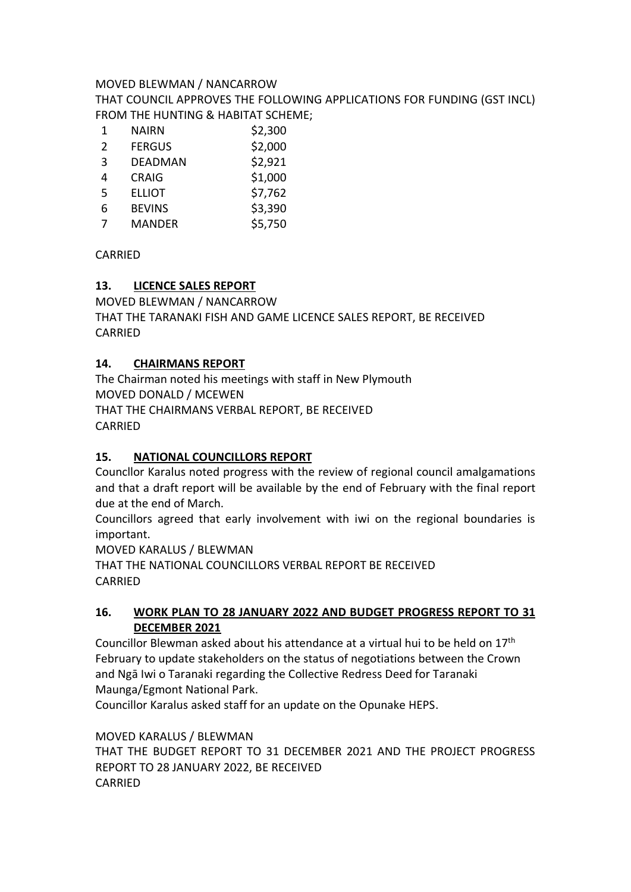MOVED BLEWMAN / NANCARROW

THAT COUNCIL APPROVES THE FOLLOWING APPLICATIONS FOR FUNDING (GST INCL) FROM THE HUNTING & HABITAT SCHEME;

| | | |
|---|---|---|
| 1 | NAIRN | $2,300 |
| 2 | FERGUS | $2,000 |
| 3 | DEADMAN | $2,921 |
| 4 | CRAIG | $1,000 |
| 5 | ELLIOT | $7,762 |
| 6 | BEVINS | $3,390 |
| 7 | MANDER | $5,750 |

CARRIED

## 13. LICENCE SALES REPORT

MOVED BLEWMAN / NANCARROW

THAT THE TARANAKI FISH AND GAME LICENCE SALES REPORT, BE RECEIVED

CARRIED

## 14. CHAIRMANS REPORT

The Chairman noted his meetings with staff in New Plymouth

MOVED DONALD / MCEWEN

THAT THE CHAIRMANS VERBAL REPORT, BE RECEIVED

CARRIED

## 15. NATIONAL COUNCILLORS REPORT

Councllor Karalus noted progress with the review of regional council amalgamations and that a draft report will be available by the end of February with the final report due at the end of March.

Councillors agreed that early involvement with iwi on the regional boundaries is important.

MOVED KARALUS / BLEWMAN

THAT THE NATIONAL COUNCILLORS VERBAL REPORT BE RECEIVED

CARRIED

## 16. WORK PLAN TO 28 JANUARY 2022 AND BUDGET PROGRESS REPORT TO 31 DECEMBER 2021

Councillor Blewman asked about his attendance at a virtual hui to be held on 17th February to update stakeholders on the status of negotiations between the Crown and Ngā Iwi o Taranaki regarding the Collective Redress Deed for Taranaki Maunga/Egmont National Park.

Councillor Karalus asked staff for an update on the Opunake HEPS.

MOVED KARALUS / BLEWMAN

THAT THE BUDGET REPORT TO 31 DECEMBER 2021 AND THE PROJECT PROGRESS REPORT TO 28 JANUARY 2022, BE RECEIVED

CARRIED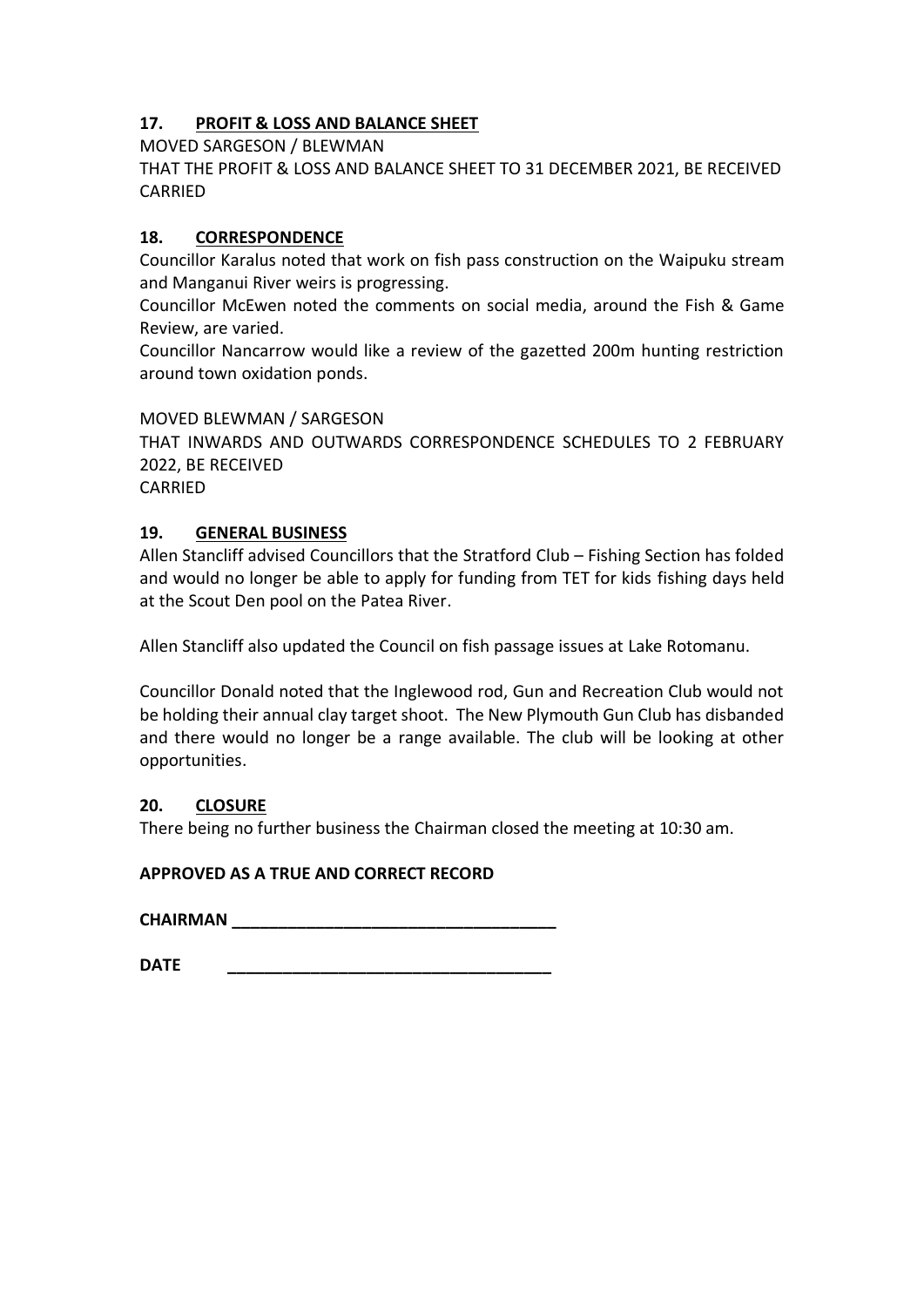## 17. PROFIT & LOSS AND BALANCE SHEET

MOVED SARGESON / BLEWMAN

THAT THE PROFIT & LOSS AND BALANCE SHEET TO 31 DECEMBER 2021, BE RECEIVED
CARRIED

## 18. CORRESPONDENCE

Councillor Karalus noted that work on fish pass construction on the Waipuku stream and Manganui River weirs is progressing.

Councillor McEwen noted the comments on social media, around the Fish & Game Review, are varied.

Councillor Nancarrow would like a review of the gazetted 200m hunting restriction around town oxidation ponds.

MOVED BLEWMAN / SARGESON

THAT INWARDS AND OUTWARDS CORRESPONDENCE SCHEDULES TO 2 FEBRUARY 2022, BE RECEIVED
CARRIED

## 19. GENERAL BUSINESS

Allen Stancliff advised Councillors that the Stratford Club – Fishing Section has folded and would no longer be able to apply for funding from TET for kids fishing days held at the Scout Den pool on the Patea River.

Allen Stancliff also updated the Council on fish passage issues at Lake Rotomanu.

Councillor Donald noted that the Inglewood rod, Gun and Recreation Club would not be holding their annual clay target shoot. The New Plymouth Gun Club has disbanded and there would no longer be a range available. The club will be looking at other opportunities.

## 20. CLOSURE

There being no further business the Chairman closed the meeting at 10:30 am.

**APPROVED AS A TRUE AND CORRECT RECORD**

**CHAIRMAN** ___________________________________

**DATE** ___________________________________